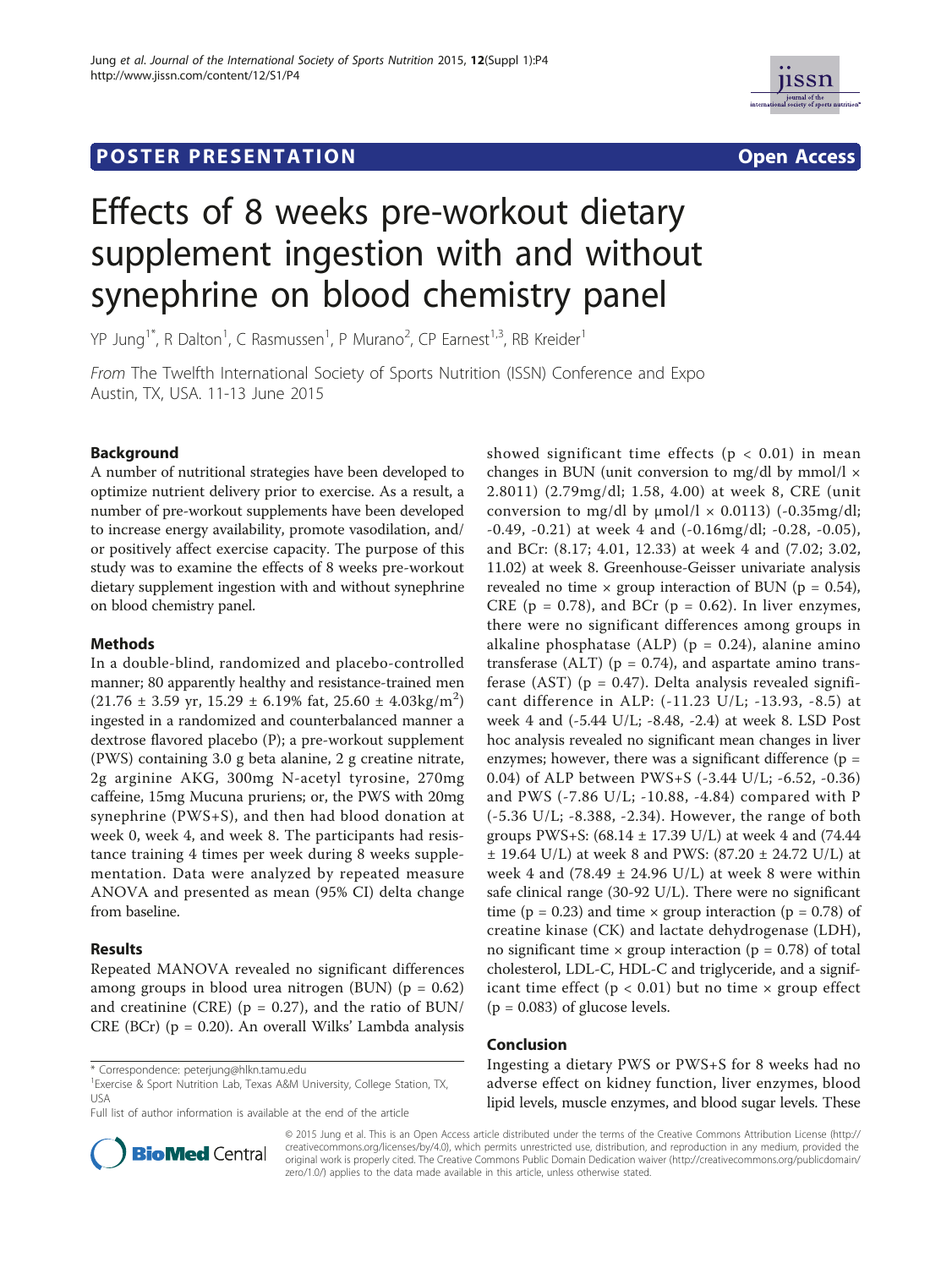POSTER PRESENTATION Open Access

# Effects of 8 weeks pre-workout dietary supplement ingestion with and without synephrine on blood chemistry panel

YP Jung[1*], R Dalton[1], C Rasmussen[1], P Murano[2], CP Earnest[1,3], RB Kreider[1]

*From* The Twelfth International Society of Sports Nutrition (ISSN) Conference and Expo
Austin, TX, USA. 11-13 June 2015

## Background

A number of nutritional strategies have been developed to optimize nutrient delivery prior to exercise. As a result, a number of pre-workout supplements have been developed to increase energy availability, promote vasodilation, and/or positively affect exercise capacity. The purpose of this study was to examine the effects of 8 weeks pre-workout dietary supplement ingestion with and without synephrine on blood chemistry panel.

## Methods

In a double-blind, randomized and placebo-controlled manner; 80 apparently healthy and resistance-trained men ($21.76 \pm 3.59$ yr, $15.29 \pm 6.19\%$ fat, $25.60 \pm 4.03 kg/m^2$) ingested in a randomized and counterbalanced manner a dextrose flavored placebo (P); a pre-workout supplement (PWS) containing 3.0 g beta alanine, 2 g creatine nitrate, 2g arginine AKG, 300mg N-acetyl tyrosine, 270mg caffeine, 15mg Mucuna pruriens; or, the PWS with 20mg synephrine (PWS+S), and then had blood donation at week 0, week 4, and week 8. The participants had resistance training 4 times per week during 8 weeks supplementation. Data were analyzed by repeated measure ANOVA and presented as mean (95% CI) delta change from baseline.

## Results

Repeated MANOVA revealed no significant differences among groups in blood urea nitrogen (BUN) ($p = 0.62$) and creatinine (CRE) ($p = 0.27$), and the ratio of BUN/CRE (BCr) ($p = 0.20$). An overall Wilks' Lambda analysis showed significant time effects ($p < 0.01$) in mean changes in BUN (unit conversion to mg/dl by mmol/l $\times$ 2.8011) (2.79mg/dl; 1.58, 4.00) at week 8, CRE (unit conversion to mg/dl by µmol/l $\times$ 0.0113) (-0.35mg/dl; -0.49, -0.21) at week 4 and (-0.16mg/dl; -0.28, -0.05), and BCr: (8.17; 4.01, 12.33) at week 4 and (7.02; 3.02, 11.02) at week 8. Greenhouse-Geisser univariate analysis revealed no time $\times$ group interaction of BUN ($p = 0.54$), CRE ($p = 0.78$), and BCr ($p = 0.62$). In liver enzymes, there were no significant differences among groups in alkaline phosphatase (ALP) ($p = 0.24$), alanine amino transferase (ALT) ($p = 0.74$), and aspartate amino transferase (AST) ($p = 0.47$). Delta analysis revealed significant difference in ALP: (-11.23 U/L; -13.93, -8.5) at week 4 and (-5.44 U/L; -8.48, -2.4) at week 8. LSD Post hoc analysis revealed no significant mean changes in liver enzymes; however, there was a significant difference ($p = 0.04$) of ALP between PWS+S (-3.44 U/L; -6.52, -0.36) and PWS (-7.86 U/L; -10.88, -4.84) compared with P (-5.36 U/L; -8.388, -2.34). However, the range of both groups PWS+S: ($68.14 \pm 17.39$ U/L) at week 4 and ($74.44 \pm 19.64$ U/L) at week 8 and PWS: ($87.20 \pm 24.72$ U/L) at week 4 and ($78.49 \pm 24.96$ U/L) at week 8 were within safe clinical range (30-92 U/L). There were no significant time ($p = 0.23$) and time $\times$ group interaction ($p = 0.78$) of creatine kinase (CK) and lactate dehydrogenase (LDH), no significant time $\times$ group interaction ($p = 0.78$) of total cholesterol, LDL-C, HDL-C and triglyceride, and a significant time effect ($p < 0.01$) but no time $\times$ group effect ($p = 0.083$) of glucose levels.

## Conclusion

Ingesting a dietary PWS or PWS+S for 8 weeks had no adverse effect on kidney function, liver enzymes, blood lipid levels, muscle enzymes, and blood sugar levels. These

* Correspondence: peterjung@hlkn.tamu.edu
[1]Exercise & Sport Nutrition Lab, Texas A&M University, College Station, TX, USA
Full list of author information is available at the end of the article

© 2015 Jung et al. This is an Open Access article distributed under the terms of the Creative Commons Attribution License (http://creativecommons.org/licenses/by/4.0), which permits unrestricted use, distribution, and reproduction in any medium, provided the original work is properly cited. The Creative Commons Public Domain Dedication waiver (http://creativecommons.org/publicdomain/zero/1.0/) applies to the data made available in this article, unless otherwise stated.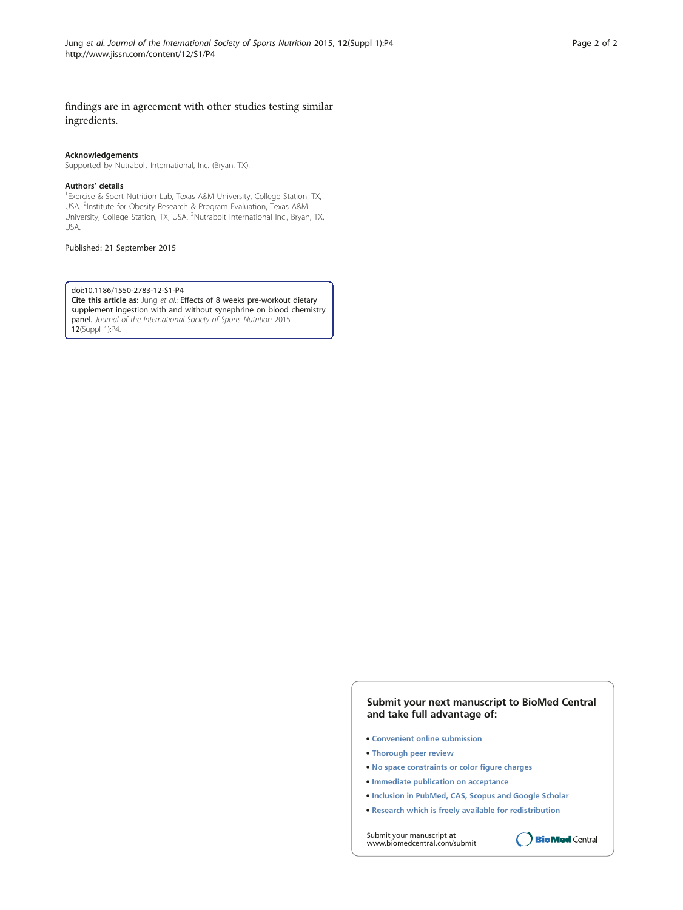findings are in agreement with other studies testing similar ingredients.

#### Acknowledgements

Supported by Nutrabolt International, Inc. (Bryan, TX).

#### Authors' details

[1]Exercise & Sport Nutrition Lab, Texas A&M University, College Station, TX, USA. [2]Institute for Obesity Research & Program Evaluation, Texas A&M University, College Station, TX, USA. [3]Nutrabolt International Inc., Bryan, TX, USA.

Published: 21 September 2015

doi:10.1186/1550-2783-12-S1-P4
**Cite this article as:** Jung *et al.*: Effects of 8 weeks pre-workout dietary supplement ingestion with and without synephrine on blood chemistry panel. *Journal of the International Society of Sports Nutrition* 2015 **12**(Suppl 1):P4.

**Submit your next manuscript to BioMed Central and take full advantage of:**

- **Convenient online submission**
- **Thorough peer review**
- **No space constraints or color figure charges**
- **Immediate publication on acceptance**
- **Inclusion in PubMed, CAS, Scopus and Google Scholar**
- **Research which is freely available for redistribution**

Submit your manuscript at
www.biomedcentral.com/submit

BioMed Central